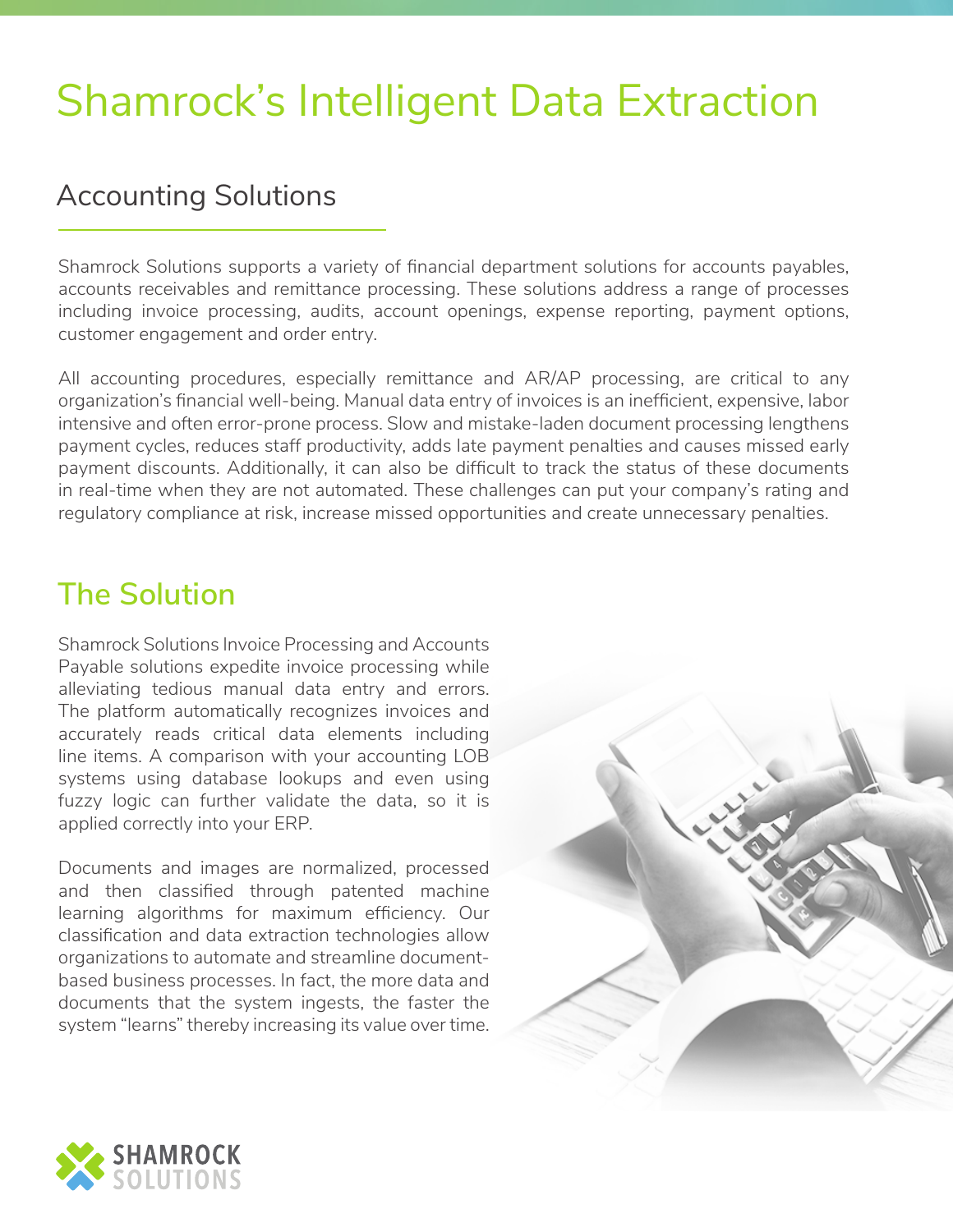# Shamrock's Intelligent Data Extraction

## Accounting Solutions

Shamrock Solutions supports a variety of financial department solutions for accounts payables, accounts receivables and remittance processing. These solutions address a range of processes including invoice processing, audits, account openings, expense reporting, payment options, customer engagement and order entry.

All accounting procedures, especially remittance and AR/AP processing, are critical to any organization's financial well-being. Manual data entry of invoices is an inefficient, expensive, labor intensive and often error-prone process. Slow and mistake-laden document processing lengthens payment cycles, reduces staff productivity, adds late payment penalties and causes missed early payment discounts. Additionally, it can also be difficult to track the status of these documents in real-time when they are not automated. These challenges can put your company's rating and regulatory compliance at risk, increase missed opportunities and create unnecessary penalties.

## The Solution

Shamrock Solutions Invoice Processing and Accounts Payable solutions expedite invoice processing while alleviating tedious manual data entry and errors. The platform automatically recognizes invoices and accurately reads critical data elements including line items. A comparison with your accounting LOB systems using database lookups and even using fuzzy logic can further validate the data, so it is applied correctly into your ERP.

Documents and images are normalized, processed and then classified through patented machine learning algorithms for maximum efficiency. Our classification and data extraction technologies allow organizations to automate and streamline document-based business processes. In fact, the more data and documents that the system ingests, the faster the system "learns" thereby increasing its value over time.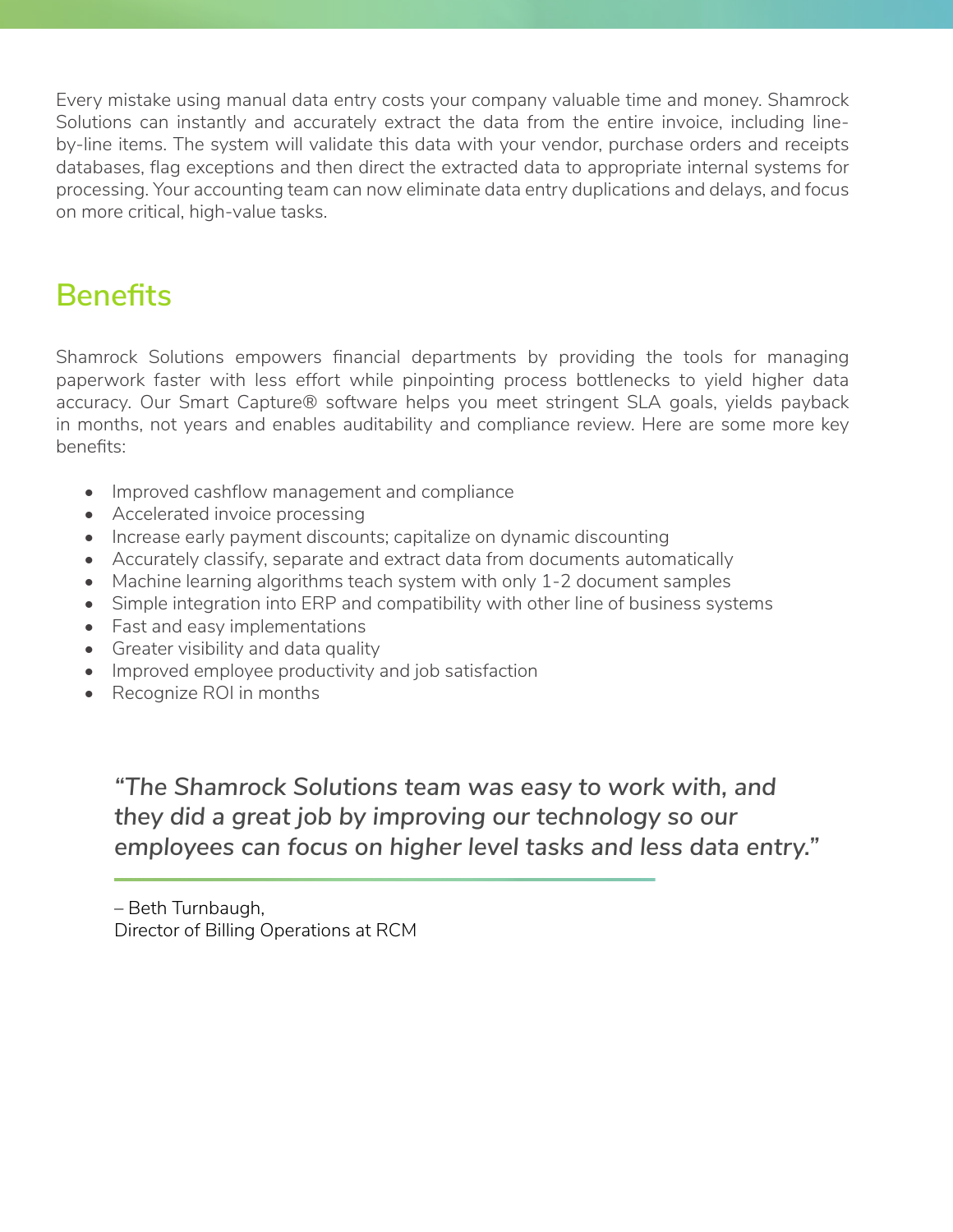Every mistake using manual data entry costs your company valuable time and money. Shamrock Solutions can instantly and accurately extract the data from the entire invoice, including line-by-line items. The system will validate this data with your vendor, purchase orders and receipts databases, flag exceptions and then direct the extracted data to appropriate internal systems for processing. Your accounting team can now eliminate data entry duplications and delays, and focus on more critical, high-value tasks.

## Benefits

Shamrock Solutions empowers financial departments by providing the tools for managing paperwork faster with less effort while pinpointing process bottlenecks to yield higher data accuracy. Our Smart Capture® software helps you meet stringent SLA goals, yields payback in months, not years and enables auditability and compliance review. Here are some more key benefits:

- Improved cashflow management and compliance
- Accelerated invoice processing
- Increase early payment discounts; capitalize on dynamic discounting
- Accurately classify, separate and extract data from documents automatically
- Machine learning algorithms teach system with only 1-2 document samples
- Simple integration into ERP and compatibility with other line of business systems
- Fast and easy implementations
- Greater visibility and data quality
- Improved employee productivity and job satisfaction
- Recognize ROI in months

> ***"The Shamrock Solutions team was easy to work with, and they did a great job by improving our technology so our employees can focus on higher level tasks and less data entry."***
>
> – Beth Turnbaugh,
> Director of Billing Operations at RCM